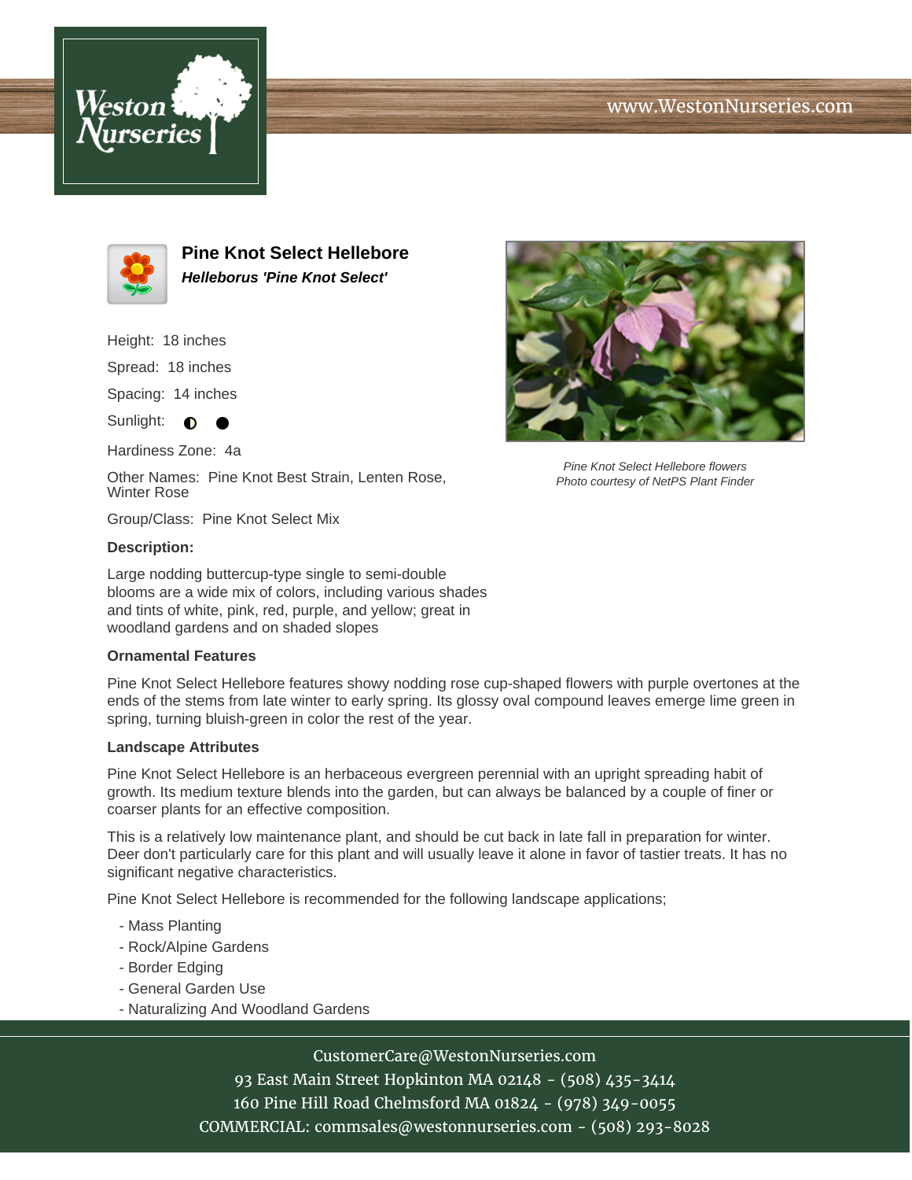# Pine Knot Select Hellebore

***Helleborus 'Pine Knot Select'***

Height: 18 inches

Spread: 18 inches

Spacing: 14 inches

Sunlight: ◐ ●

Hardiness Zone: 4a

Other Names: Pine Knot Best Strain, Lenten Rose, Winter Rose

Group/Class: Pine Knot Select Mix

*Pine Knot Select Hellebore flowers*
*Photo courtesy of NetPS Plant Finder*

**Description:**

Large nodding buttercup-type single to semi-double blooms are a wide mix of colors, including various shades and tints of white, pink, red, purple, and yellow; great in woodland gardens and on shaded slopes

**Ornamental Features**

Pine Knot Select Hellebore features showy nodding rose cup-shaped flowers with purple overtones at the ends of the stems from late winter to early spring. Its glossy oval compound leaves emerge lime green in spring, turning bluish-green in color the rest of the year.

**Landscape Attributes**

Pine Knot Select Hellebore is an herbaceous evergreen perennial with an upright spreading habit of growth. Its medium texture blends into the garden, but can always be balanced by a couple of finer or coarser plants for an effective composition.

This is a relatively low maintenance plant, and should be cut back in late fall in preparation for winter. Deer don't particularly care for this plant and will usually leave it alone in favor of tastier treats. It has no significant negative characteristics.

Pine Knot Select Hellebore is recommended for the following landscape applications;

- Mass Planting
- Rock/Alpine Gardens
- Border Edging
- General Garden Use
- Naturalizing And Woodland Gardens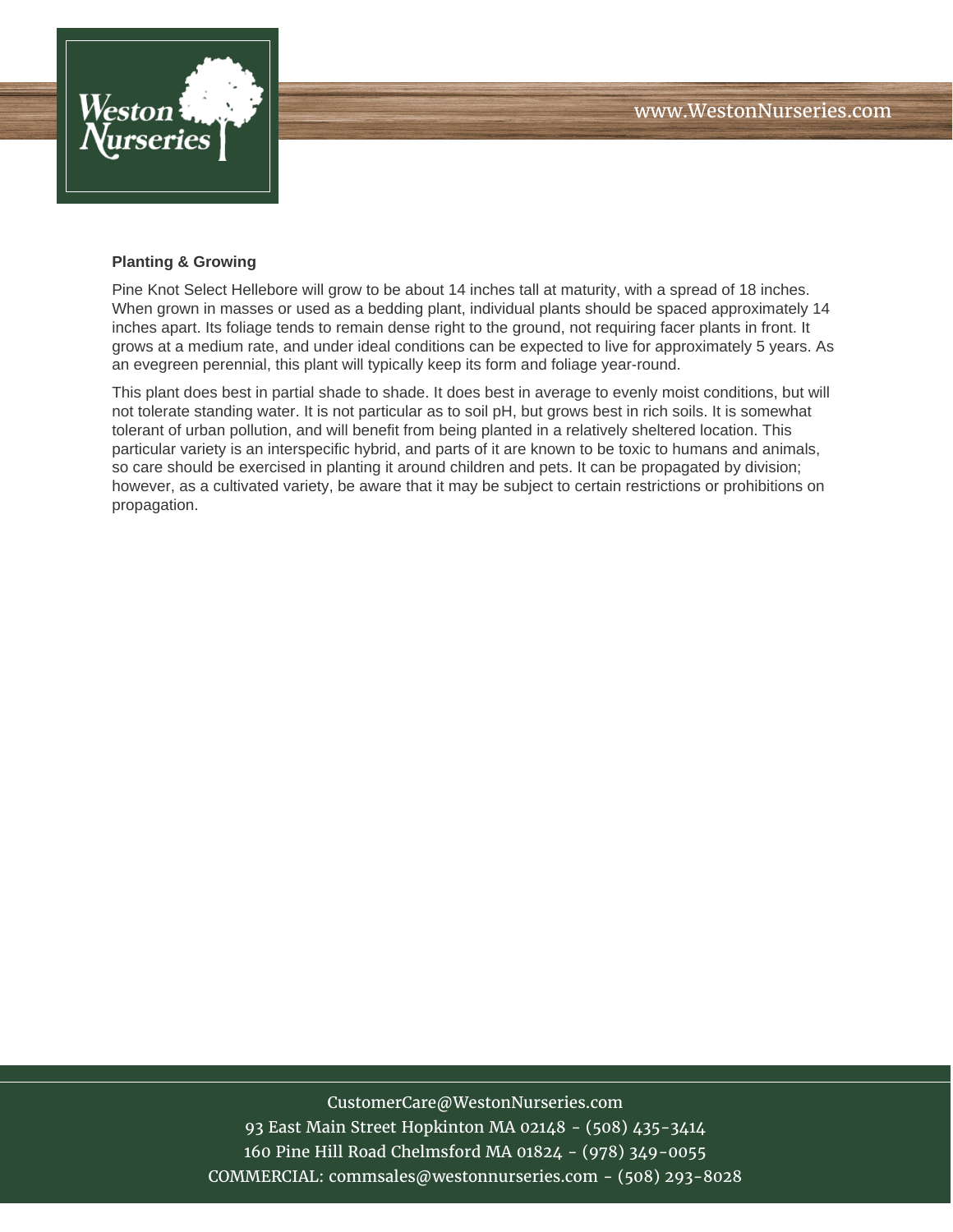**Planting & Growing**

Pine Knot Select Hellebore will grow to be about 14 inches tall at maturity, with a spread of 18 inches. When grown in masses or used as a bedding plant, individual plants should be spaced approximately 14 inches apart. Its foliage tends to remain dense right to the ground, not requiring facer plants in front. It grows at a medium rate, and under ideal conditions can be expected to live for approximately 5 years. As an evegreen perennial, this plant will typically keep its form and foliage year-round.

This plant does best in partial shade to shade. It does best in average to evenly moist conditions, but will not tolerate standing water. It is not particular as to soil pH, but grows best in rich soils. It is somewhat tolerant of urban pollution, and will benefit from being planted in a relatively sheltered location. This particular variety is an interspecific hybrid, and parts of it are known to be toxic to humans and animals, so care should be exercised in planting it around children and pets. It can be propagated by division; however, as a cultivated variety, be aware that it may be subject to certain restrictions or prohibitions on propagation.